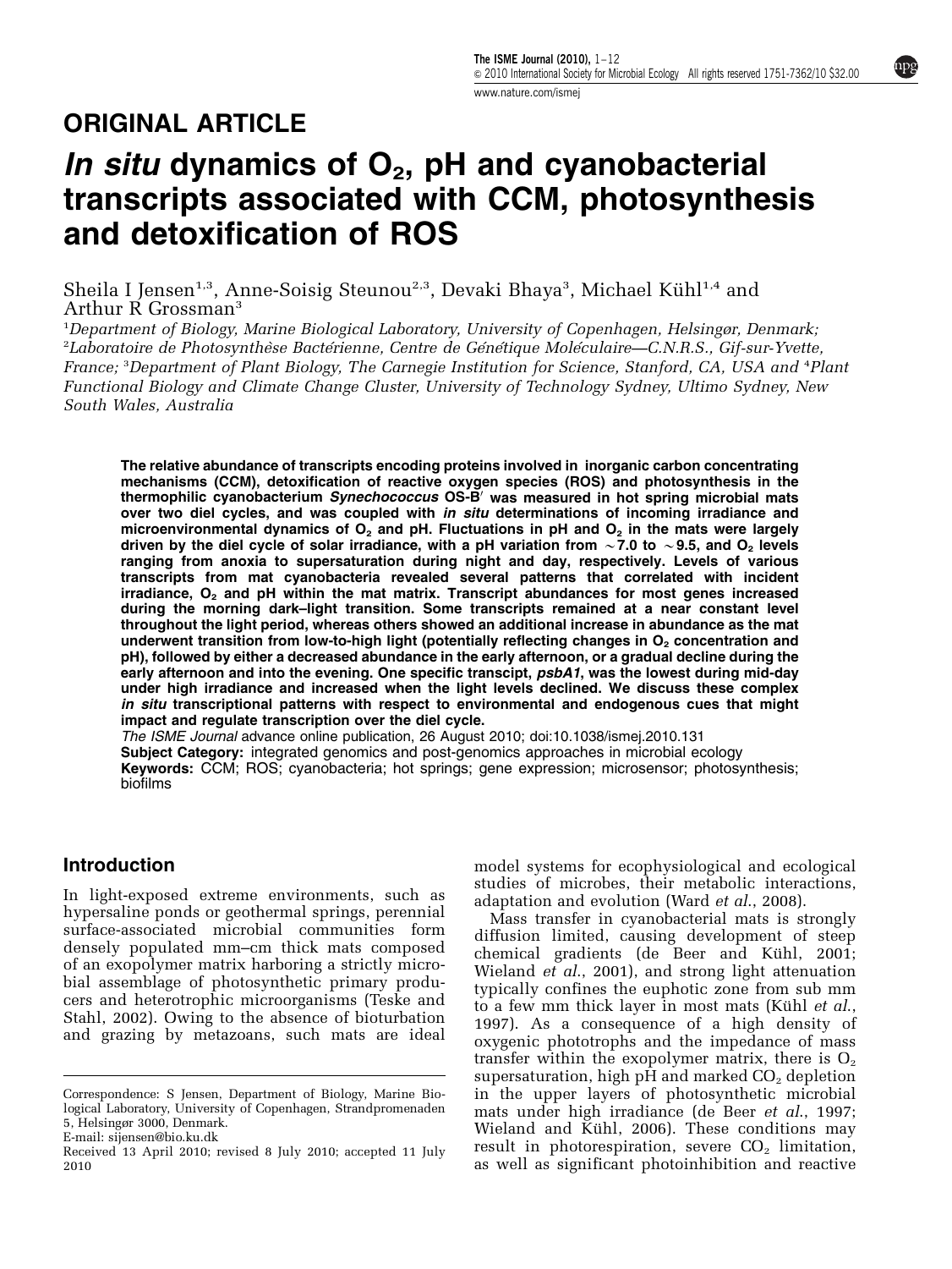ORIGINAL ARTICLE

# *In situ* dynamics of $O_2$, pH and cyanobacterial transcripts associated with CCM, photosynthesis and detoxification of ROS

Sheila I Jensen[1,3], Anne-Soisig Steunou[2,3], Devaki Bhaya[3], Michael Kühl[1,4] and Arthur R Grossman[3]

[1]Department of Biology, Marine Biological Laboratory, University of Copenhagen, Helsingør, Denmark; [2]Laboratoire de Photosynthèse Bactérienne, Centre de Génétique Moléculaire—C.N.R.S., Gif-sur-Yvette, France; [3]Department of Plant Biology, The Carnegie Institution for Science, Stanford, CA, USA and [4]Plant Functional Biology and Climate Change Cluster, University of Technology Sydney, Ultimo Sydney, New South Wales, Australia

**The relative abundance of transcripts encoding proteins involved in inorganic carbon concentrating mechanisms (CCM), detoxification of reactive oxygen species (ROS) and photosynthesis in the thermophilic cyanobacterium *Synechococcus* OS-B′ was measured in hot spring microbial mats over two diel cycles, and was coupled with *in situ* determinations of incoming irradiance and microenvironmental dynamics of $O_2$ and pH. Fluctuations in pH and $O_2$ in the mats were largely driven by the diel cycle of solar irradiance, with a pH variation from ~7.0 to ~9.5, and $O_2$ levels ranging from anoxia to supersaturation during night and day, respectively. Levels of various transcripts from mat cyanobacteria revealed several patterns that correlated with incident irradiance, $O_2$ and pH within the mat matrix. Transcript abundances for most genes increased during the morning dark–light transition. Some transcripts remained at a near constant level throughout the light period, whereas others showed an additional increase in abundance as the mat underwent transition from low-to-high light (potentially reflecting changes in $O_2$ concentration and pH), followed by either a decreased abundance in the early afternoon, or a gradual decline during the early afternoon and into the evening. One specific transcript, *psbA1*, was the lowest during mid-day under high irradiance and increased when the light levels declined. We discuss these complex *in situ* transcriptional patterns with respect to environmental and endogenous cues that might impact and regulate transcription over the diel cycle.**

*The ISME Journal* advance online publication, 26 August 2010; doi:10.1038/ismej.2010.131

**Subject Category:** integrated genomics and post-genomics approaches in microbial ecology

**Keywords:** CCM; ROS; cyanobacteria; hot springs; gene expression; microsensor; photosynthesis; biofilms

## Introduction

In light-exposed extreme environments, such as hypersaline ponds or geothermal springs, perennial surface-associated microbial communities form densely populated mm–cm thick mats composed of an exopolymer matrix harboring a strictly microbial assemblage of photosynthetic primary producers and heterotrophic microorganisms (Teske and Stahl, 2002). Owing to the absence of bioturbation and grazing by metazoans, such mats are ideal model systems for ecophysiological and ecological studies of microbes, their metabolic interactions, adaptation and evolution (Ward *et al.*, 2008).

Mass transfer in cyanobacterial mats is strongly diffusion limited, causing development of steep chemical gradients (de Beer and Kühl, 2001; Wieland *et al.*, 2001), and strong light attenuation typically confines the euphotic zone from sub mm to a few mm thick layer in most mats (Kühl *et al.*, 1997). As a consequence of a high density of oxygenic phototrophs and the impedance of mass transfer within the exopolymer matrix, there is $O_2$ supersaturation, high pH and marked $CO_2$ depletion in the upper layers of photosynthetic microbial mats under high irradiance (de Beer *et al.*, 1997; Wieland and Kühl, 2006). These conditions may result in photorespiration, severe $CO_2$ limitation, as well as significant photoinhibition and reactive

Correspondence: S Jensen, Department of Biology, Marine Biological Laboratory, University of Copenhagen, Strandpromenaden 5, Helsingør 3000, Denmark.
E-mail: sijensen@bio.ku.dk

Received 13 April 2010; revised 8 July 2010; accepted 11 July 2010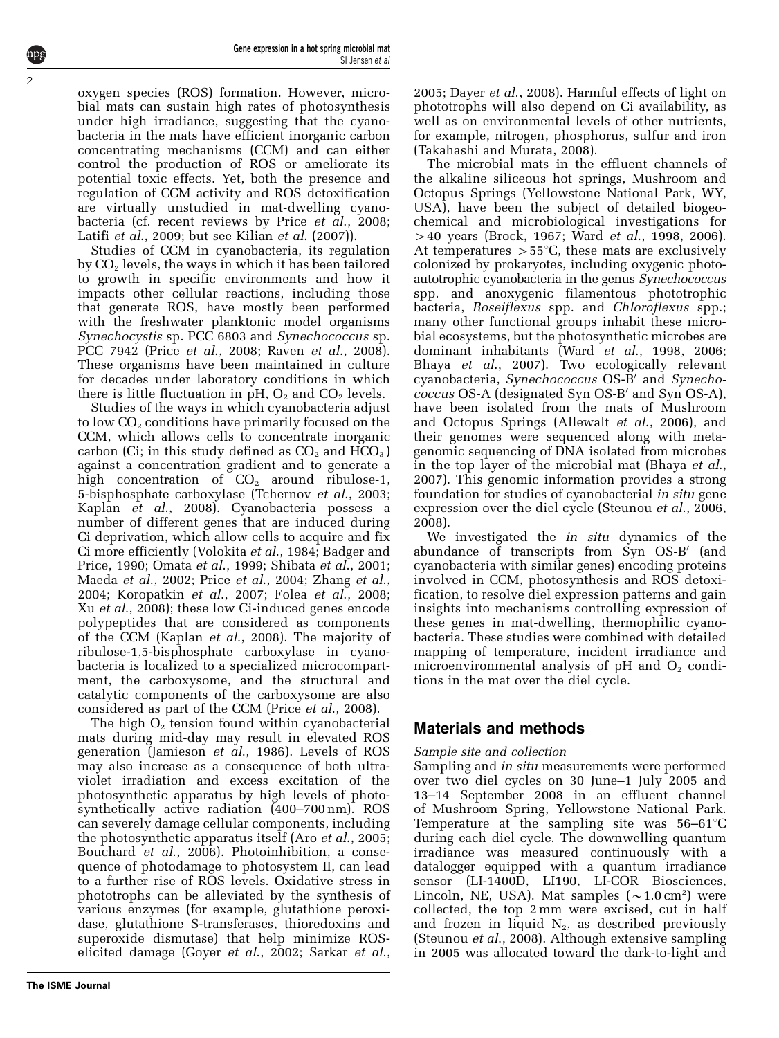oxygen species (ROS) formation. However, microbial mats can sustain high rates of photosynthesis under high irradiance, suggesting that the cyanobacteria in the mats have efficient inorganic carbon concentrating mechanisms (CCM) and can either control the production of ROS or ameliorate its potential toxic effects. Yet, both the presence and regulation of CCM activity and ROS detoxification are virtually unstudied in mat-dwelling cyanobacteria (cf. recent reviews by Price *et al*., 2008; Latifi *et al*., 2009; but see Kilian *et al*. (2007)).

Studies of CCM in cyanobacteria, its regulation by $CO_2$ levels, the ways in which it has been tailored to growth in specific environments and how it impacts other cellular reactions, including those that generate ROS, have mostly been performed with the freshwater planktonic model organisms *Synechocystis* sp. PCC 6803 and *Synechococcus* sp. PCC 7942 (Price *et al*., 2008; Raven *et al*., 2008). These organisms have been maintained in culture for decades under laboratory conditions in which there is little fluctuation in pH, $O_2$ and $CO_2$ levels.

Studies of the ways in which cyanobacteria adjust to low $CO_2$ conditions have primarily focused on the CCM, which allows cells to concentrate inorganic carbon (Ci; in this study defined as $CO_2$ and $HCO_3^-$) against a concentration gradient and to generate a high concentration of $CO_2$ around ribulose-1, 5-bisphosphate carboxylase (Tchernov *et al*., 2003; Kaplan *et al*., 2008). Cyanobacteria possess a number of different genes that are induced during Ci deprivation, which allow cells to acquire and fix Ci more efficiently (Volokita *et al*., 1984; Badger and Price, 1990; Omata *et al*., 1999; Shibata *et al*., 2001; Maeda *et al*., 2002; Price *et al*., 2004; Zhang *et al*., 2004; Koropatkin *et al*., 2007; Folea *et al*., 2008; Xu *et al*., 2008); these low Ci-induced genes encode polypeptides that are considered as components of the CCM (Kaplan *et al*., 2008). The majority of ribulose-1,5-bisphosphate carboxylase in cyanobacteria is localized to a specialized microcompartment, the carboxysome, and the structural and catalytic components of the carboxysome are also considered as part of the CCM (Price *et al*., 2008).

The high $O_2$ tension found within cyanobacterial mats during mid-day may result in elevated ROS generation (Jamieson *et al*., 1986). Levels of ROS may also increase as a consequence of both ultraviolet irradiation and excess excitation of the photosynthetic apparatus by high levels of photosynthetically active radiation (400–700 nm). ROS can severely damage cellular components, including the photosynthetic apparatus itself (Aro *et al*., 2005; Bouchard *et al*., 2006). Photoinhibition, a consequence of photodamage to photosystem II, can lead to a further rise of ROS levels. Oxidative stress in phototrophs can be alleviated by the synthesis of various enzymes (for example, glutathione peroxidase, glutathione S-transferases, thioredoxins and superoxide dismutase) that help minimize ROS-elicited damage (Goyer *et al*., 2002; Sarkar *et al*., 2005; Dayer *et al*., 2008). Harmful effects of light on phototrophs will also depend on Ci availability, as well as on environmental levels of other nutrients, for example, nitrogen, phosphorus, sulfur and iron (Takahashi and Murata, 2008).

The microbial mats in the effluent channels of the alkaline siliceous hot springs, Mushroom and Octopus Springs (Yellowstone National Park, WY, USA), have been the subject of detailed biogeochemical and microbiological investigations for >40 years (Brock, 1967; Ward *et al*., 1998, 2006). At temperatures >55°C, these mats are exclusively colonized by prokaryotes, including oxygenic photoautotrophic cyanobacteria in the genus *Synechococcus* spp. and anoxygenic filamentous phototrophic bacteria, *Roseiflexus* spp. and *Chloroflexus* spp.; many other functional groups inhabit these microbial ecosystems, but the photosynthetic microbes are dominant inhabitants (Ward *et al*., 1998, 2006; Bhaya *et al*., 2007). Two ecologically relevant cyanobacteria, *Synechococcus* OS-B′ and *Synechococcus* OS-A (designated Syn OS-B′ and Syn OS-A), have been isolated from the mats of Mushroom and Octopus Springs (Allewalt *et al*., 2006), and their genomes were sequenced along with metagenomic sequencing of DNA isolated from microbes in the top layer of the microbial mat (Bhaya *et al*., 2007). This genomic information provides a strong foundation for studies of cyanobacterial *in situ* gene expression over the diel cycle (Steunou *et al*., 2006, 2008).

We investigated the *in situ* dynamics of the abundance of transcripts from Syn OS-B′ (and cyanobacteria with similar genes) encoding proteins involved in CCM, photosynthesis and ROS detoxification, to resolve diel expression patterns and gain insights into mechanisms controlling expression of these genes in mat-dwelling, thermophilic cyanobacteria. These studies were combined with detailed mapping of temperature, incident irradiance and microenvironmental analysis of pH and $O_2$ conditions in the mat over the diel cycle.

## Materials and methods

### Sample site and collection

Sampling and *in situ* measurements were performed over two diel cycles on 30 June–1 July 2005 and 13–14 September 2008 in an effluent channel of Mushroom Spring, Yellowstone National Park. Temperature at the sampling site was 56–61°C during each diel cycle. The downwelling quantum irradiance was measured continuously with a datalogger equipped with a quantum irradiance sensor (LI-1400D, LI190, LI-COR Biosciences, Lincoln, NE, USA). Mat samples (~1.0 $cm^2$) were collected, the top 2 mm were excised, cut in half and frozen in liquid $N_2$, as described previously (Steunou *et al*., 2008). Although extensive sampling in 2005 was allocated toward the dark-to-light and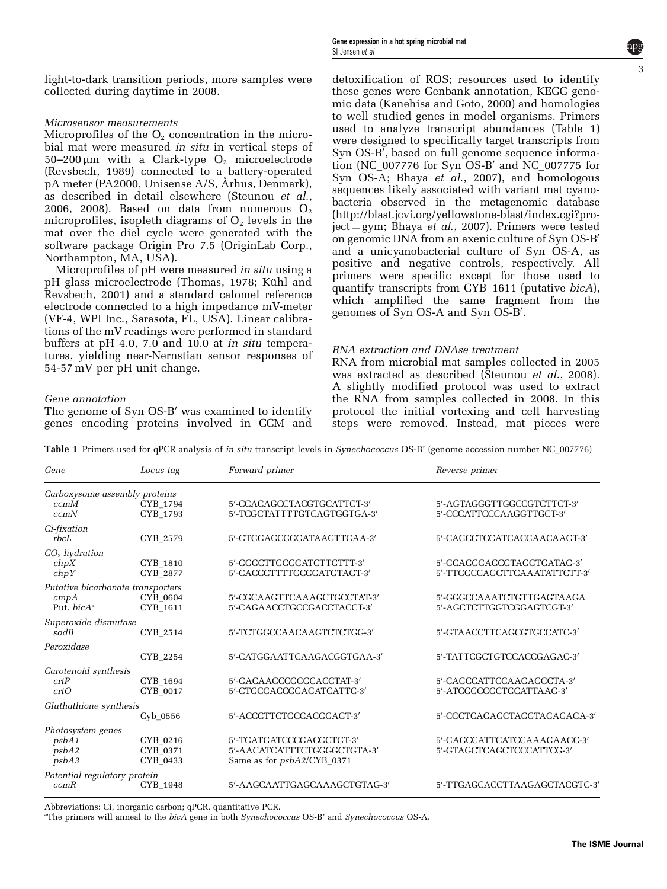light-to-dark transition periods, more samples were collected during daytime in 2008.

### *Microsensor measurements*

Microprofiles of the $O_2$ concentration in the microbial mat were measured *in situ* in vertical steps of 50–200 μm with a Clark-type $O_2$ microelectrode (Revsbech, 1989) connected to a battery-operated pA meter (PA2000, Unisense A/S, Århus, Denmark), as described in detail elsewhere (Steunou *et al.*, 2006, 2008). Based on data from numerous $O_2$ microprofiles, isopleth diagrams of $O_2$ levels in the mat over the diel cycle were generated with the software package Origin Pro 7.5 (OriginLab Corp., Northampton, MA, USA).

Microprofiles of pH were measured *in situ* using a pH glass microelectrode (Thomas, 1978; Kühl and Revsbech, 2001) and a standard calomel reference electrode connected to a high impedance mV-meter (VF-4, WPI Inc., Sarasota, FL, USA). Linear calibrations of the mV readings were performed in standard buffers at pH 4.0, 7.0 and 10.0 at *in situ* temperatures, yielding near-Nernstian sensor responses of 54-57 mV per pH unit change.

### *Gene annotation*

The genome of Syn OS-B′ was examined to identify genes encoding proteins involved in CCM and detoxification of ROS; resources used to identify these genes were Genbank annotation, KEGG genomic data (Kanehisa and Goto, 2000) and homologies to well studied genes in model organisms. Primers used to analyze transcript abundances (Table 1) were designed to specifically target transcripts from Syn OS-B′, based on full genome sequence information (NC_007776 for Syn OS-B′ and NC_007775 for Syn OS-A; Bhaya *et al.*, 2007), and homologous sequences likely associated with variant mat cyanobacteria observed in the metagenomic database (http://blast.jcvi.org/yellowstone-blast/index.cgi?project=gym; Bhaya *et al.*, 2007). Primers were tested on genomic DNA from an axenic culture of Syn OS-B′ and a unicyanobacterial culture of Syn OS-A, as positive and negative controls, respectively. All primers were specific except for those used to quantify transcripts from CYB_1611 (putative *bicA*), which amplified the same fragment from the genomes of Syn OS-A and Syn OS-B′.

### *RNA extraction and DNAse treatment*

RNA from microbial mat samples collected in 2005 was extracted as described (Steunou *et al.*, 2008). A slightly modified protocol was used to extract the RNA from samples collected in 2008. In this protocol the initial vortexing and cell harvesting steps were removed. Instead, mat pieces were

**Table 1** Primers used for qPCR analysis of *in situ* transcript levels in *Synechococcus* OS-B′ (genome accession number NC_007776)

| *Gene* | *Locus tag* | *Forward primer* | *Reverse primer* |
|---|---|---|---|
| *Carboxysome assembly proteins* | | | |
| *ccmM* | CYB_1794 | 5′-CCACAGCCTACGTGCATTCT-3′ | 5′-AGTAGGGTTGGCCGTCTTCT-3′ |
| *ccmN* | CYB_1793 | 5′-TCGCTATTTTGTCAGTGGTGA-3′ | 5′-CCCATTCCCAAGGTTGCT-3′ |
| *Ci-fixation* | | | |
| *rbcL* | CYB_2579 | 5′-GTGGAGCGGGATAAGTTGAA-3′ | 5′-CAGCCTCCATCACGAACAAGT-3′ |
| *$CO_2$ hydration* | | | |
| *chpX* | CYB_1810 | 5′-GGGCTTGGGGATCTTGTTT-3′ | 5′-GCAGGGAGCGTAGGTGATAG-3′ |
| *chpY* | CYB_2877 | 5′-CACCCTTTTGCGGATGTAGT-3′ | 5′-TTGGCCAGCTTCAAATATTCTT-3′ |
| *Putative bicarbonate transporters* | | | |
| *cmpA* | CYB_0604 | 5′-CGCAAGTTCAAAGCTGCCTAT-3′ | 5′-GGGCCAAATCTGTTGAGTAAGA |
| Put. *bicA*[a] | CYB_1611 | 5′-CAGAACCTGCCGACCTACCT-3′ | 5′-AGCTCTTGGTCGGAGTCGT-3′ |
| *Superoxide dismutase* | | | |
| *sodB* | CYB_2514 | 5′-TCTGGCCAACAAGTCTCTGG-3′ | 5′-GTAACCTTCAGCGTGCCATC-3′ |
| *Peroxidase* | | | |
| | CYB_2254 | 5′-CATGGAATTCAAGACGGTGAA-3′ | 5′-TATTCGCTGTCCACCGAGAC-3′ |
| *Carotenoid synthesis* | | | |
| *crtP* | CYB_1694 | 5′-GACAAGCCGGGCACCTAT-3′ | 5′-CAGCCATTCCAAGAGGCTA-3′ |
| *crtO* | CYB_0017 | 5′-CTGCGACCGGAGATCATTC-3′ | 5′-ATCGGCGGCTGCATTAAG-3′ |
| *Gluthathione synthesis* | | | |
| | Cyb_0556 | 5′-ACCCTTCTGCCAGGGAGT-3′ | 5′-CGCTCAGAGCTAGGTAGAGAGA-3′ |
| *Photosystem genes* | | | |
| *psbA1* | CYB_0216 | 5′-TGATGATCCCGACGCTGT-3′ | 5′-GAGCCATTCATCCAAAGAAGC-3′ |
| *psbA2* | CYB_0371 | 5′-AACATCATTTCTGGGGCTGTA-3′ | 5′-GTAGCTCAGCTCCCATTCG-3′ |
| *psbA3* | CYB_0433 | Same as for *psbA2*/CYB_0371 | |
| *Potential regulatory protein* | | | |
| *ccmR* | CYB_1948 | 5′-AAGCAATTGAGCAAAGCTGTAG-3′ | 5′-TTGAGCACCTTAAGAGCTACGTC-3′ |

Abbreviations: Ci, inorganic carbon; qPCR, quantitative PCR.
[a]The primers will anneal to the *bicA* gene in both *Synechococcus* OS-B′ and *Synechococcus* OS-A.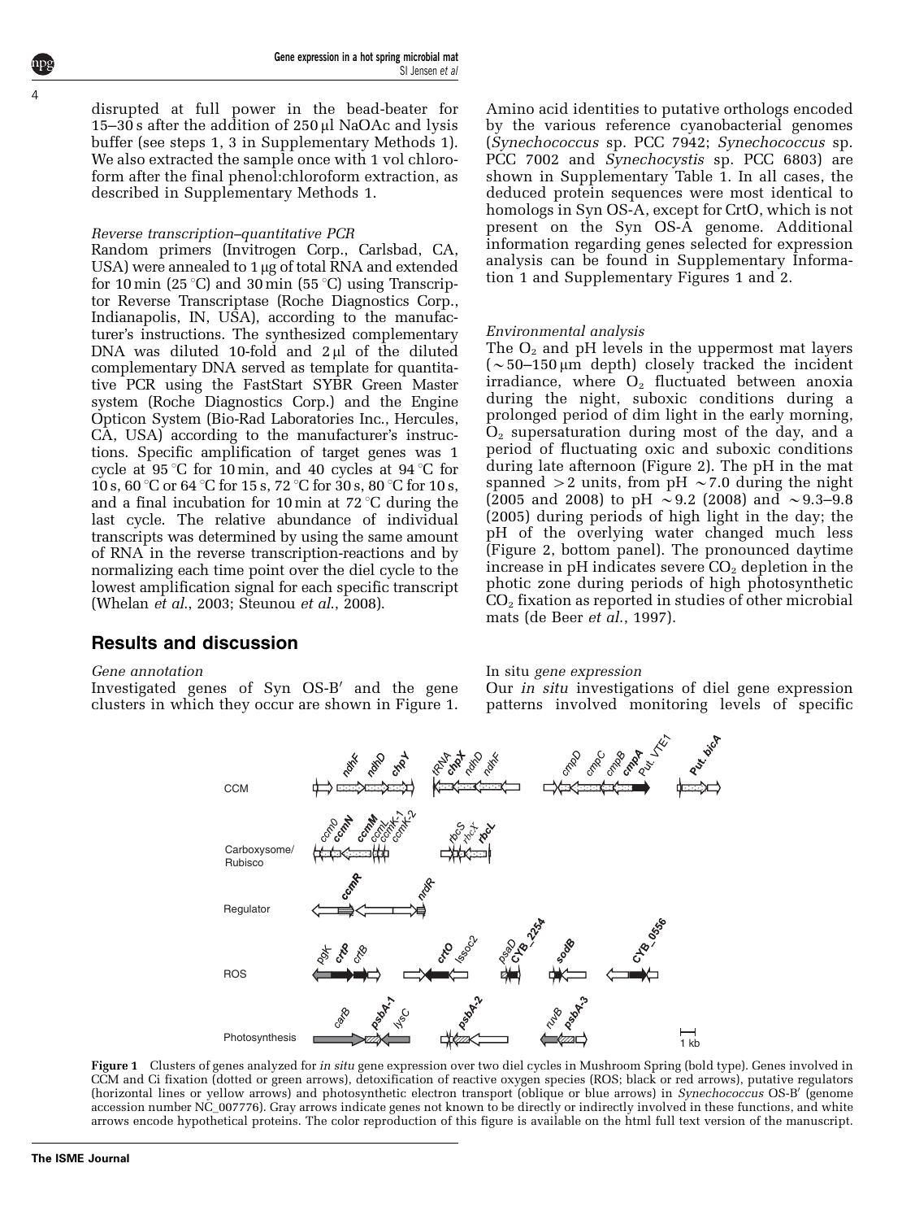disrupted at full power in the bead-beater for 15–30 s after the addition of 250 μl NaOAc and lysis buffer (see steps 1, 3 in Supplementary Methods 1). We also extracted the sample once with 1 vol chloroform after the final phenol:chloroform extraction, as described in Supplementary Methods 1.

#### *Reverse transcription–quantitative PCR*

Random primers (Invitrogen Corp., Carlsbad, CA, USA) were annealed to 1 μg of total RNA and extended for 10 min (25 °C) and 30 min (55 °C) using Transcriptor Reverse Transcriptase (Roche Diagnostics Corp., Indianapolis, IN, USA), according to the manufacturer's instructions. The synthesized complementary DNA was diluted 10-fold and 2 μl of the diluted complementary DNA served as template for quantitative PCR using the FastStart SYBR Green Master system (Roche Diagnostics Corp.) and the Engine Opticon System (Bio-Rad Laboratories Inc., Hercules, CA, USA) according to the manufacturer's instructions. Specific amplification of target genes was 1 cycle at 95 °C for 10 min, and 40 cycles at 94 °C for 10 s, 60 °C or 64 °C for 15 s, 72 °C for 30 s, 80 °C for 10 s, and a final incubation for 10 min at 72 °C during the last cycle. The relative abundance of individual transcripts was determined by using the same amount of RNA in the reverse transcription-reactions and by normalizing each time point over the diel cycle to the lowest amplification signal for each specific transcript (Whelan *et al.*, 2003; Steunou *et al.*, 2008).

## Results and discussion

#### *Gene annotation*

Investigated genes of Syn OS-B′ and the gene clusters in which they occur are shown in Figure 1. Amino acid identities to putative orthologs encoded by the various reference cyanobacterial genomes (*Synechococcus* sp. PCC 7942; *Synechococcus* sp. PCC 7002 and *Synechocystis* sp. PCC 6803) are shown in Supplementary Table 1. In all cases, the deduced protein sequences were most identical to homologs in Syn OS-A, except for CrtO, which is not present on the Syn OS-A genome. Additional information regarding genes selected for expression analysis can be found in Supplementary Information 1 and Supplementary Figures 1 and 2.

#### *Environmental analysis*

The $O_2$ and pH levels in the uppermost mat layers (~50–150 μm depth) closely tracked the incident irradiance, where $O_2$ fluctuated between anoxia during the night, suboxic conditions during a prolonged period of dim light in the early morning, $O_2$ supersaturation during most of the day, and a period of fluctuating oxic and suboxic conditions during late afternoon (Figure 2). The pH in the mat spanned >2 units, from pH ~7.0 during the night (2005 and 2008) to pH ~9.2 (2008) and ~9.3–9.8 (2005) during periods of high light in the day; the pH of the overlying water changed much less (Figure 2, bottom panel). The pronounced daytime increase in pH indicates severe $CO_2$ depletion in the photic zone during periods of high photosynthetic $CO_2$ fixation as reported in studies of other microbial mats (de Beer *et al.*, 1997).

#### In situ *gene expression*

Our *in situ* investigations of diel gene expression patterns involved monitoring levels of specific

**Figure 1** Clusters of genes analyzed for *in situ* gene expression over two diel cycles in Mushroom Spring (bold type). Genes involved in CCM and Ci fixation (dotted or green arrows), detoxification of reactive oxygen species (ROS; black or red arrows), putative regulators (horizontal lines or yellow arrows) and photosynthetic electron transport (oblique or blue arrows) in *Synechococcus* OS-B′ (genome accession number NC_007776). Gray arrows indicate genes not known to be directly or indirectly involved in these functions, and white arrows encode hypothetical proteins. The color reproduction of this figure is available on the html full text version of the manuscript.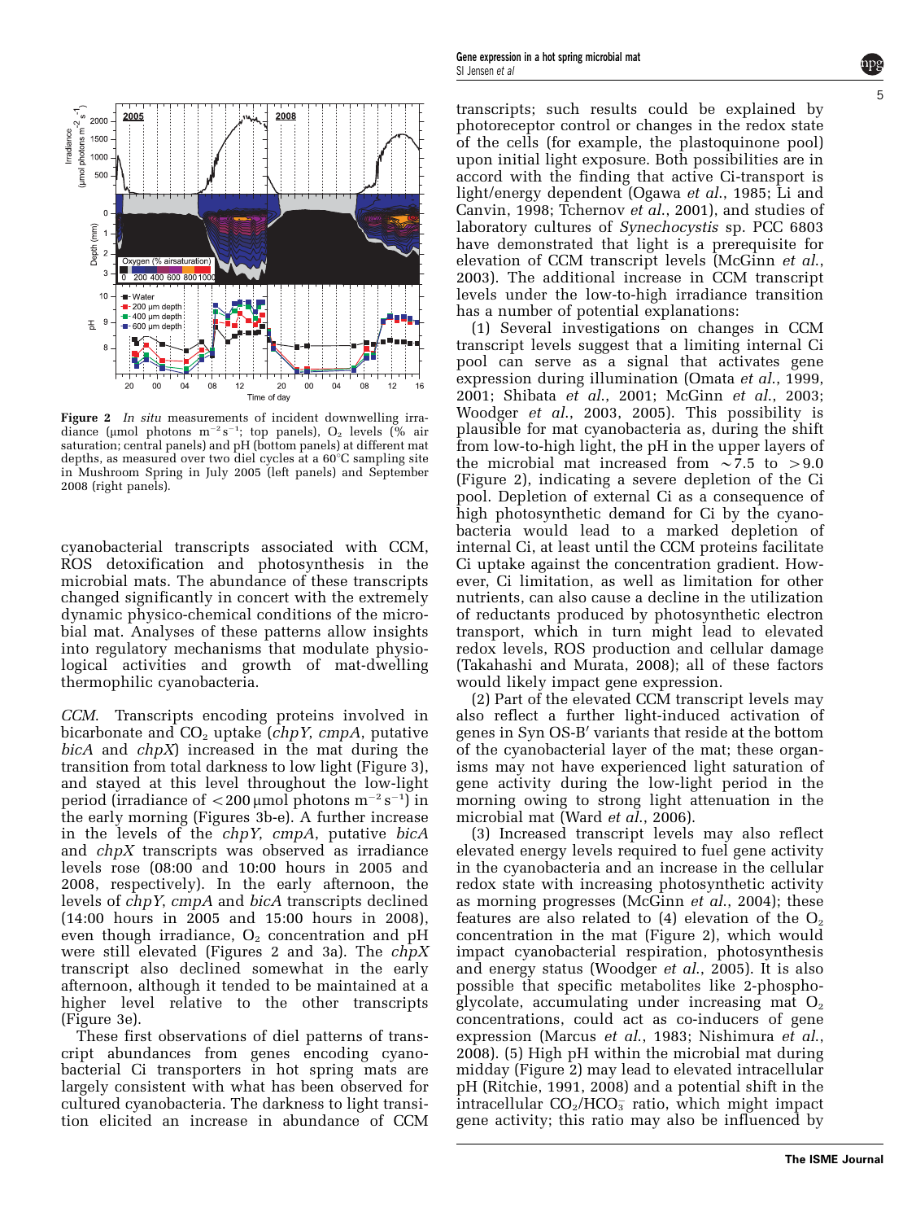**Figure 2** *In situ* measurements of incident downwelling irradiance (μmol photons $m^{-2}s^{-1}$; top panels), $O_2$ levels (% air saturation; central panels) and pH (bottom panels) at different mat depths, as measured over two diel cycles at a 60°C sampling site in Mushroom Spring in July 2005 (left panels) and September 2008 (right panels).

cyanobacterial transcripts associated with CCM, ROS detoxification and photosynthesis in the microbial mats. The abundance of these transcripts changed significantly in concert with the extremely dynamic physico-chemical conditions of the microbial mat. Analyses of these patterns allow insights into regulatory mechanisms that modulate physiological activities and growth of mat-dwelling thermophilic cyanobacteria.

*CCM.* Transcripts encoding proteins involved in bicarbonate and $CO_2$ uptake (*chpY*, *cmpA*, putative *bicA* and *chpX*) increased in the mat during the transition from total darkness to low light (Figure 3), and stayed at this level throughout the low-light period (irradiance of <200 μmol photons $m^{-2}s^{-1}$) in the early morning (Figures 3b-e). A further increase in the levels of the *chpY*, *cmpA*, putative *bicA* and *chpX* transcripts was observed as irradiance levels rose (08:00 and 10:00 hours in 2005 and 2008, respectively). In the early afternoon, the levels of *chpY*, *cmpA* and *bicA* transcripts declined (14:00 hours in 2005 and 15:00 hours in 2008), even though irradiance, $O_2$ concentration and pH were still elevated (Figures 2 and 3a). The *chpX* transcript also declined somewhat in the early afternoon, although it tended to be maintained at a higher level relative to the other transcripts (Figure 3e).

These first observations of diel patterns of transcript abundances from genes encoding cyanobacterial Ci transporters in hot spring mats are largely consistent with what has been observed for cultured cyanobacteria. The darkness to light transition elicited an increase in abundance of CCM transcripts; such results could be explained by photoreceptor control or changes in the redox state of the cells (for example, the plastoquinone pool) upon initial light exposure. Both possibilities are in accord with the finding that active Ci-transport is light/energy dependent (Ogawa *et al.*, 1985; Li and Canvin, 1998; Tchernov *et al.*, 2001), and studies of laboratory cultures of *Synechocystis* sp. PCC 6803 have demonstrated that light is a prerequisite for elevation of CCM transcript levels (McGinn *et al.*, 2003). The additional increase in CCM transcript levels under the low-to-high irradiance transition has a number of potential explanations:

(1) Several investigations on changes in CCM transcript levels suggest that a limiting internal Ci pool can serve as a signal that activates gene expression during illumination (Omata *et al.*, 1999, 2001; Shibata *et al.*, 2001; McGinn *et al.*, 2003; Woodger *et al.*, 2003, 2005). This possibility is plausible for mat cyanobacteria as, during the shift from low-to-high light, the pH in the upper layers of the microbial mat increased from ~7.5 to >9.0 (Figure 2), indicating a severe depletion of the Ci pool. Depletion of external Ci as a consequence of high photosynthetic demand for Ci by the cyanobacteria would lead to a marked depletion of internal Ci, at least until the CCM proteins facilitate Ci uptake against the concentration gradient. However, Ci limitation, as well as limitation for other nutrients, can also cause a decline in the utilization of reductants produced by photosynthetic electron transport, which in turn might lead to elevated redox levels, ROS production and cellular damage (Takahashi and Murata, 2008); all of these factors would likely impact gene expression.

(2) Part of the elevated CCM transcript levels may also reflect a further light-induced activation of genes in Syn OS-B′ variants that reside at the bottom of the cyanobacterial layer of the mat; these organisms may not have experienced light saturation of gene activity during the low-light period in the morning owing to strong light attenuation in the microbial mat (Ward *et al.*, 2006).

(3) Increased transcript levels may also reflect elevated energy levels required to fuel gene activity in the cyanobacteria and an increase in the cellular redox state with increasing photosynthetic activity as morning progresses (McGinn *et al.*, 2004); these features are also related to (4) elevation of the $O_2$ concentration in the mat (Figure 2), which would impact cyanobacterial respiration, photosynthesis and energy status (Woodger *et al.*, 2005). It is also possible that specific metabolites like 2-phosphoglycolate, accumulating under increasing mat $O_2$ concentrations, could act as co-inducers of gene expression (Marcus *et al.*, 1983; Nishimura *et al.*, 2008). (5) High pH within the microbial mat during midday (Figure 2) may lead to elevated intracellular pH (Ritchie, 1991, 2008) and a potential shift in the intracellular $CO_2/HCO_3^-$ ratio, which might impact gene activity; this ratio may also be influenced by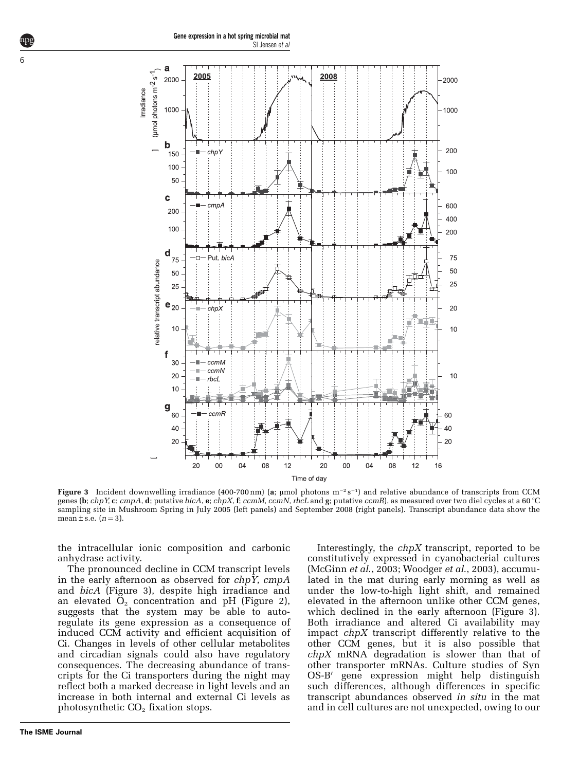**Figure 3** Incident downwelling irradiance (400-700 nm) (**a**; μmol photons $m^{-2} s^{-1}$) and relative abundance of transcripts from CCM genes (**b**; *chpY*, **c**; *cmpA*, **d**; putative *bicA*, **e**; *chpX*, **f**; *ccmM, ccmN, rbcL* and **g**; putative *ccmR*), as measured over two diel cycles at a 60 °C sampling site in Mushroom Spring in July 2005 (left panels) and September 2008 (right panels). Transcript abundance data show the mean ± s.e. ($n = 3$).

the intracellular ionic composition and carbonic anhydrase activity.

The pronounced decline in CCM transcript levels in the early afternoon as observed for *chpY*, *cmpA* and *bicA* (Figure 3), despite high irradiance and an elevated $O_2$ concentration and pH (Figure 2), suggests that the system may be able to autoregulate its gene expression as a consequence of induced CCM activity and efficient acquisition of Ci. Changes in levels of other cellular metabolites and circadian signals could also have regulatory consequences. The decreasing abundance of transcripts for the Ci transporters during the night may reflect both a marked decrease in light levels and an increase in both internal and external Ci levels as photosynthetic $CO_2$ fixation stops.

Interestingly, the *chpX* transcript, reported to be constitutively expressed in cyanobacterial cultures (McGinn *et al.*, 2003; Woodger *et al.*, 2003), accumulated in the mat during early morning as well as under the low-to-high light shift, and remained elevated in the afternoon unlike other CCM genes, which declined in the early afternoon (Figure 3). Both irradiance and altered Ci availability may impact *chpX* transcript differently relative to the other CCM genes, but it is also possible that *chpX* mRNA degradation is slower than that of other transporter mRNAs. Culture studies of Syn OS-B′ gene expression might help distinguish such differences, although differences in specific transcript abundances observed *in situ* in the mat and in cell cultures are not unexpected, owing to our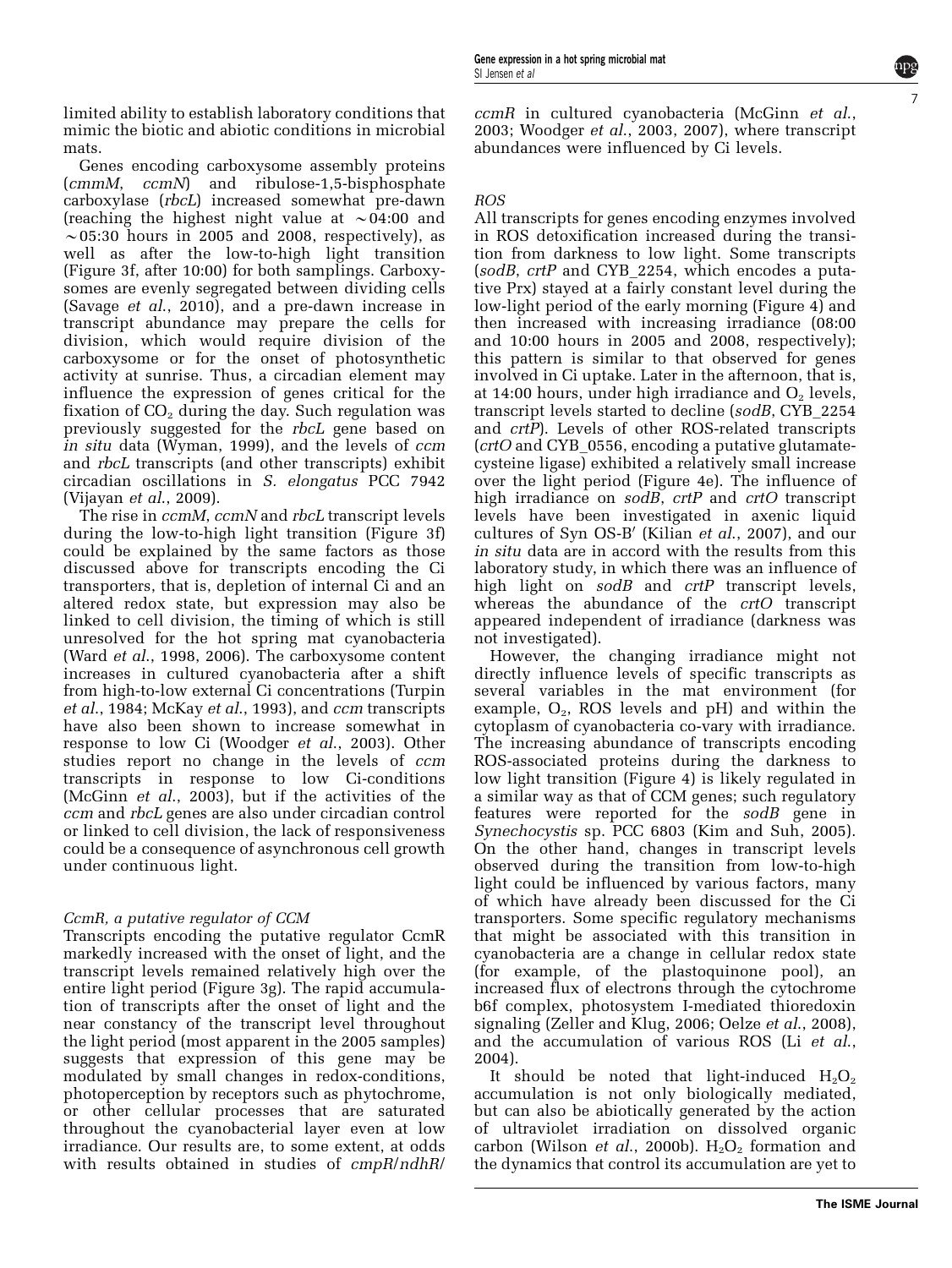limited ability to establish laboratory conditions that mimic the biotic and abiotic conditions in microbial mats.

Genes encoding carboxysome assembly proteins (*cmmM*, *ccmN*) and ribulose-1,5-bisphosphate carboxylase (*rbcL*) increased somewhat pre-dawn (reaching the highest night value at ~04:00 and ~05:30 hours in 2005 and 2008, respectively), as well as after the low-to-high light transition (Figure 3f, after 10:00) for both samplings. Carboxysomes are evenly segregated between dividing cells (Savage *et al.*, 2010), and a pre-dawn increase in transcript abundance may prepare the cells for division, which would require division of the carboxysome or for the onset of photosynthetic activity at sunrise. Thus, a circadian element may influence the expression of genes critical for the fixation of $CO_2$ during the day. Such regulation was previously suggested for the *rbcL* gene based on *in situ* data (Wyman, 1999), and the levels of *ccm* and *rbcL* transcripts (and other transcripts) exhibit circadian oscillations in *S. elongatus* PCC 7942 (Vijayan *et al.*, 2009).

The rise in *ccmM*, *ccmN* and *rbcL* transcript levels during the low-to-high light transition (Figure 3f) could be explained by the same factors as those discussed above for transcripts encoding the Ci transporters, that is, depletion of internal Ci and an altered redox state, but expression may also be linked to cell division, the timing of which is still unresolved for the hot spring mat cyanobacteria (Ward *et al.*, 1998, 2006). The carboxysome content increases in cultured cyanobacteria after a shift from high-to-low external Ci concentrations (Turpin *et al.*, 1984; McKay *et al.*, 1993), and *ccm* transcripts have also been shown to increase somewhat in response to low Ci (Woodger *et al.*, 2003). Other studies report no change in the levels of *ccm* transcripts in response to low Ci-conditions (McGinn *et al.*, 2003), but if the activities of the *ccm* and *rbcL* genes are also under circadian control or linked to cell division, the lack of responsiveness could be a consequence of asynchronous cell growth under continuous light.

### *CcmR, a putative regulator of CCM*

Transcripts encoding the putative regulator CcmR markedly increased with the onset of light, and the transcript levels remained relatively high over the entire light period (Figure 3g). The rapid accumulation of transcripts after the onset of light and the near constancy of the transcript level throughout the light period (most apparent in the 2005 samples) suggests that expression of this gene may be modulated by small changes in redox-conditions, photoperception by receptors such as phytochrome, or other cellular processes that are saturated throughout the cyanobacterial layer even at low irradiance. Our results are, to some extent, at odds with results obtained in studies of *cmpR*/*ndhR*/*ccmR* in cultured cyanobacteria (McGinn *et al.*, 2003; Woodger *et al.*, 2003, 2007), where transcript abundances were influenced by Ci levels.

### *ROS*

All transcripts for genes encoding enzymes involved in ROS detoxification increased during the transition from darkness to low light. Some transcripts (*sodB*, *crtP* and CYB_2254, which encodes a putative Prx) stayed at a fairly constant level during the low-light period of the early morning (Figure 4) and then increased with increasing irradiance (08:00 and 10:00 hours in 2005 and 2008, respectively); this pattern is similar to that observed for genes involved in Ci uptake. Later in the afternoon, that is, at 14:00 hours, under high irradiance and $O_2$ levels, transcript levels started to decline (*sodB*, CYB_2254 and *crtP*). Levels of other ROS-related transcripts (*crtO* and CYB_0556, encoding a putative glutamate-cysteine ligase) exhibited a relatively small increase over the light period (Figure 4e). The influence of high irradiance on *sodB*, *crtP* and *crtO* transcript levels have been investigated in axenic liquid cultures of Syn OS-B′ (Kilian *et al.*, 2007), and our *in situ* data are in accord with the results from this laboratory study, in which there was an influence of high light on *sodB* and *crtP* transcript levels, whereas the abundance of the *crtO* transcript appeared independent of irradiance (darkness was not investigated).

However, the changing irradiance might not directly influence levels of specific transcripts as several variables in the mat environment (for example, $O_2$, ROS levels and pH) and within the cytoplasm of cyanobacteria co-vary with irradiance. The increasing abundance of transcripts encoding ROS-associated proteins during the darkness to low light transition (Figure 4) is likely regulated in a similar way as that of CCM genes; such regulatory features were reported for the *sodB* gene in *Synechocystis* sp. PCC 6803 (Kim and Suh, 2005). On the other hand, changes in transcript levels observed during the transition from low-to-high light could be influenced by various factors, many of which have already been discussed for the Ci transporters. Some specific regulatory mechanisms that might be associated with this transition in cyanobacteria are a change in cellular redox state (for example, of the plastoquinone pool), an increased flux of electrons through the cytochrome b6f complex, photosystem I-mediated thioredoxin signaling (Zeller and Klug, 2006; Oelze *et al.*, 2008), and the accumulation of various ROS (Li *et al.*, 2004).

It should be noted that light-induced $H_2O_2$ accumulation is not only biologically mediated, but can also be abiotically generated by the action of ultraviolet irradiation on dissolved organic carbon (Wilson *et al.*, 2000b). $H_2O_2$ formation and the dynamics that control its accumulation are yet to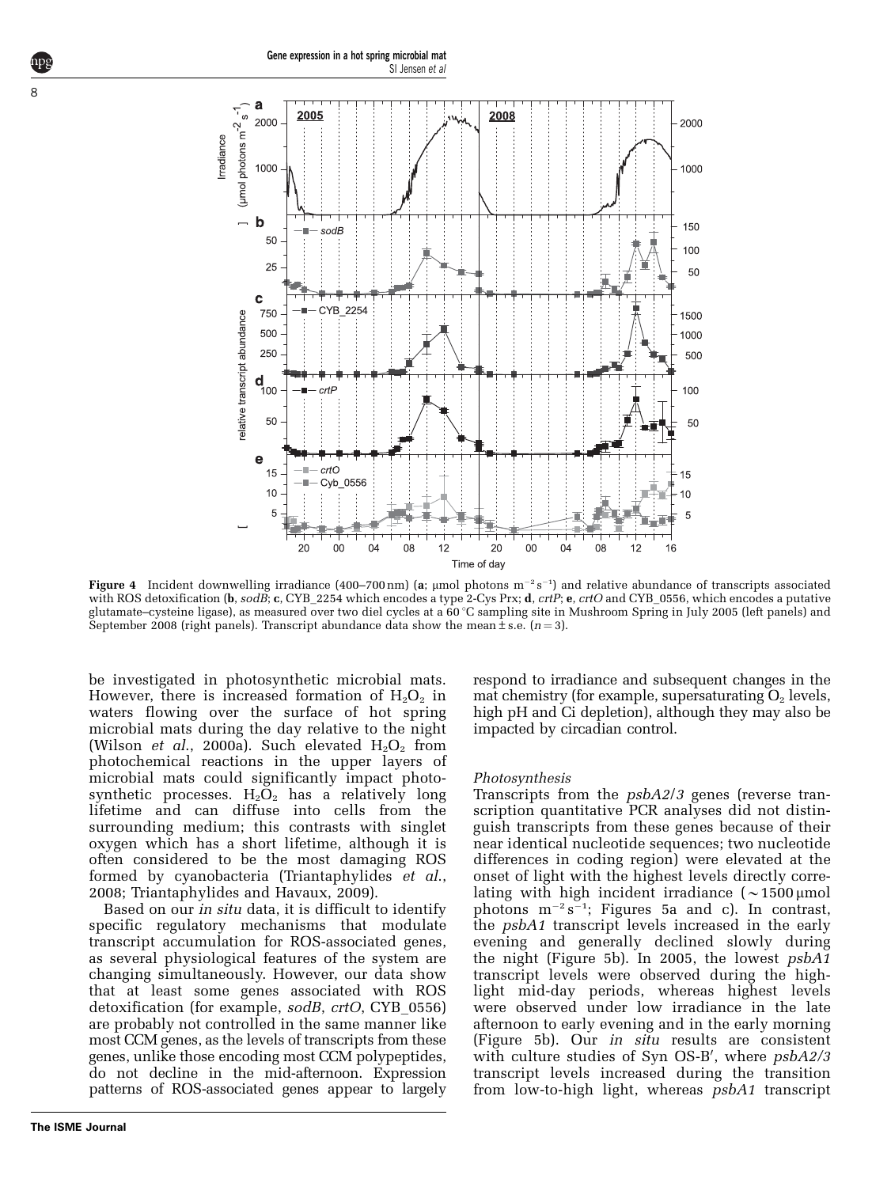**Figure 4** Incident downwelling irradiance (400–700 nm) (**a**; μmol photons $m^{-2} s^{-1}$) and relative abundance of transcripts associated with ROS detoxification (**b**, *sodB*; **c**, CYB_2254 which encodes a type 2-Cys Prx; **d**, *crtP*; **e**, *crtO* and CYB_0556, which encodes a putative glutamate–cysteine ligase), as measured over two diel cycles at a 60 °C sampling site in Mushroom Spring in July 2005 (left panels) and September 2008 (right panels). Transcript abundance data show the mean ± s.e. ($n = 3$).

be investigated in photosynthetic microbial mats. However, there is increased formation of $H_2O_2$ in waters flowing over the surface of hot spring microbial mats during the day relative to the night (Wilson *et al*., 2000a). Such elevated $H_2O_2$ from photochemical reactions in the upper layers of microbial mats could significantly impact photosynthetic processes. $H_2O_2$ has a relatively long lifetime and can diffuse into cells from the surrounding medium; this contrasts with singlet oxygen which has a short lifetime, although it is often considered to be the most damaging ROS formed by cyanobacteria (Triantaphylides *et al*., 2008; Triantaphylides and Havaux, 2009).

Based on our *in situ* data, it is difficult to identify specific regulatory mechanisms that modulate transcript accumulation for ROS-associated genes, as several physiological features of the system are changing simultaneously. However, our data show that at least some genes associated with ROS detoxification (for example, *sodB*, *crtO*, CYB_0556) are probably not controlled in the same manner like most CCM genes, as the levels of transcripts from these genes, unlike those encoding most CCM polypeptides, do not decline in the mid-afternoon. Expression patterns of ROS-associated genes appear to largely respond to irradiance and subsequent changes in the mat chemistry (for example, supersaturating $O_2$ levels, high pH and Ci depletion), although they may also be impacted by circadian control.

### Photosynthesis

Transcripts from the *psbA2/3* genes (reverse transcription quantitative PCR analyses did not distinguish transcripts from these genes because of their near identical nucleotide sequences; two nucleotide differences in coding region) were elevated at the onset of light with the highest levels directly correlating with high incident irradiance (~1500 μmol photons $m^{-2} s^{-1}$; Figures 5a and c). In contrast, the *psbA1* transcript levels increased in the early evening and generally declined slowly during the night (Figure 5b). In 2005, the lowest *psbA1* transcript levels were observed during the high-light mid-day periods, whereas highest levels were observed under low irradiance in the late afternoon to early evening and in the early morning (Figure 5b). Our *in situ* results are consistent with culture studies of Syn OS-B′, where *psbA2/3* transcript levels increased during the transition from low-to-high light, whereas *psbA1* transcript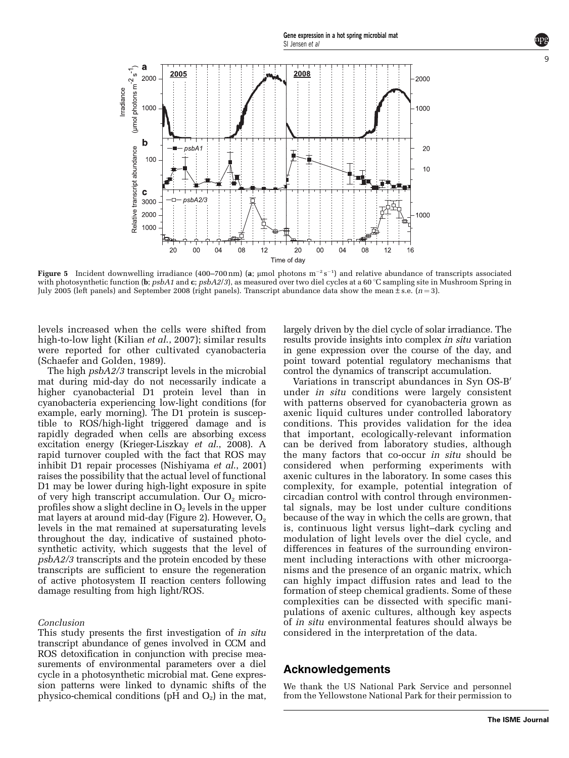**Figure 5** Incident downwelling irradiance (400–700 nm) (**a**; μmol photons $m^{-2}s^{-1}$) and relative abundance of transcripts associated with photosynthetic function (**b**; *psbA1* and **c**; *psbA2/3*), as measured over two diel cycles at a 60 °C sampling site in Mushroom Spring in July 2005 (left panels) and September 2008 (right panels). Transcript abundance data show the mean ± s.e. ($n = 3$).

levels increased when the cells were shifted from high-to-low light (Kilian *et al.*, 2007); similar results were reported for other cultivated cyanobacteria (Schaefer and Golden, 1989).

The high *psbA2/3* transcript levels in the microbial mat during mid-day do not necessarily indicate a higher cyanobacterial D1 protein level than in cyanobacteria experiencing low-light conditions (for example, early morning). The D1 protein is susceptible to ROS/high-light triggered damage and is rapidly degraded when cells are absorbing excess excitation energy (Krieger-Liszkay *et al.*, 2008). A rapid turnover coupled with the fact that ROS may inhibit D1 repair processes (Nishiyama *et al.*, 2001) raises the possibility that the actual level of functional D1 may be lower during high-light exposure in spite of very high transcript accumulation. Our $O_2$ microprofiles show a slight decline in $O_2$ levels in the upper mat layers at around mid-day (Figure 2). However, $O_2$ levels in the mat remained at supersaturating levels throughout the day, indicative of sustained photosynthetic activity, which suggests that the level of *psbA2/3* transcripts and the protein encoded by these transcripts are sufficient to ensure the regeneration of active photosystem II reaction centers following damage resulting from high light/ROS.

*Conclusion*

This study presents the first investigation of *in situ* transcript abundance of genes involved in CCM and ROS detoxification in conjunction with precise measurements of environmental parameters over a diel cycle in a photosynthetic microbial mat. Gene expression patterns were linked to dynamic shifts of the physico-chemical conditions (pH and $O_2$) in the mat, largely driven by the diel cycle of solar irradiance. The results provide insights into complex *in situ* variation in gene expression over the course of the day, and point toward potential regulatory mechanisms that control the dynamics of transcript accumulation.

Variations in transcript abundances in Syn OS-B′ under *in situ* conditions were largely consistent with patterns observed for cyanobacteria grown as axenic liquid cultures under controlled laboratory conditions. This provides validation for the idea that important, ecologically-relevant information can be derived from laboratory studies, although the many factors that co-occur *in situ* should be considered when performing experiments with axenic cultures in the laboratory. In some cases this complexity, for example, potential integration of circadian control with control through environmental signals, may be lost under culture conditions because of the way in which the cells are grown, that is, continuous light versus light–dark cycling and modulation of light levels over the diel cycle, and differences in features of the surrounding environment including interactions with other microorganisms and the presence of an organic matrix, which can highly impact diffusion rates and lead to the formation of steep chemical gradients. Some of these complexities can be dissected with specific manipulations of axenic cultures, although key aspects of *in situ* environmental features should always be considered in the interpretation of the data.

## Acknowledgements

We thank the US National Park Service and personnel from the Yellowstone National Park for their permission to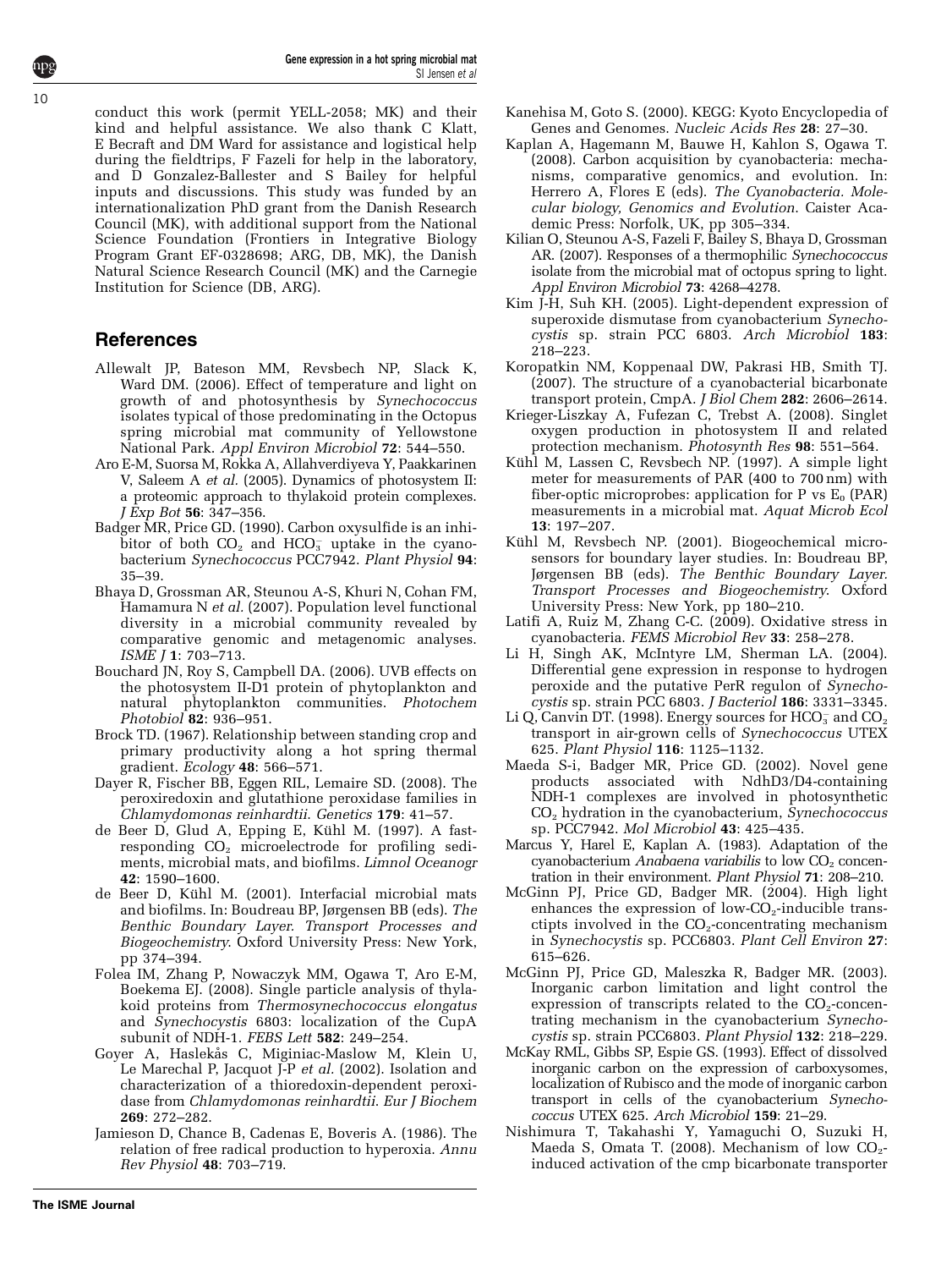conduct this work (permit YELL-2058; MK) and their kind and helpful assistance. We also thank C Klatt, E Becraft and DM Ward for assistance and logistical help during the fieldtrips, F Fazeli for help in the laboratory, and D Gonzalez-Ballester and S Bailey for helpful inputs and discussions. This study was funded by an internationalization PhD grant from the Danish Research Council (MK), with additional support from the National Science Foundation (Frontiers in Integrative Biology Program Grant EF-0328698; ARG, DB, MK), the Danish Natural Science Research Council (MK) and the Carnegie Institution for Science (DB, ARG).

## References

Allewalt JP, Bateson MM, Revsbech NP, Slack K, Ward DM. (2006). Effect of temperature and light on growth of and photosynthesis by *Synechococcus* isolates typical of those predominating in the Octopus spring microbial mat community of Yellowstone National Park. *Appl Environ Microbiol* **72**: 544–550.

Aro E-M, Suorsa M, Rokka A, Allahverdiyeva Y, Paakkarinen V, Saleem A *et al.* (2005). Dynamics of photosystem II: a proteomic approach to thylakoid protein complexes. *J Exp Bot* **56**: 347–356.

Badger MR, Price GD. (1990). Carbon oxysulfide is an inhibitor of both $CO_2$ and $HCO_3^-$ uptake in the cyanobacterium *Synechococcus* PCC7942. *Plant Physiol* **94**: 35–39.

Bhaya D, Grossman AR, Steunou A-S, Khuri N, Cohan FM, Hamamura N *et al.* (2007). Population level functional diversity in a microbial community revealed by comparative genomic and metagenomic analyses. *ISME J* **1**: 703–713.

Bouchard JN, Roy S, Campbell DA. (2006). UVB effects on the photosystem II-D1 protein of phytoplankton and natural phytoplankton communities. *Photochem Photobiol* **82**: 936–951.

Brock TD. (1967). Relationship between standing crop and primary productivity along a hot spring thermal gradient. *Ecology* **48**: 566–571.

Dayer R, Fischer BB, Eggen RIL, Lemaire SD. (2008). The peroxiredoxin and glutathione peroxidase families in *Chlamydomonas reinhardtii*. *Genetics* **179**: 41–57.

de Beer D, Glud A, Epping E, Kühl M. (1997). A fast-responding $CO_2$ microelectrode for profiling sediments, microbial mats, and biofilms. *Limnol Oceanogr* **42**: 1590–1600.

de Beer D, Kühl M. (2001). Interfacial microbial mats and biofilms. In: Boudreau BP, Jørgensen BB (eds). *The Benthic Boundary Layer. Transport Processes and Biogeochemistry*. Oxford University Press: New York, pp 374–394.

Folea IM, Zhang P, Nowaczyk MM, Ogawa T, Aro E-M, Boekema EJ. (2008). Single particle analysis of thylakoid proteins from *Thermosynechococcus elongatus* and *Synechocystis* 6803: localization of the CupA subunit of NDH-1. *FEBS Lett* **582**: 249–254.

Goyer A, Haslekås C, Miginiac-Maslow M, Klein U, Le Marechal P, Jacquot J-P *et al.* (2002). Isolation and characterization of a thioredoxin-dependent peroxidase from *Chlamydomonas reinhardtii*. *Eur J Biochem* **269**: 272–282.

Jamieson D, Chance B, Cadenas E, Boveris A. (1986). The relation of free radical production to hyperoxia. *Annu Rev Physiol* **48**: 703–719.

Kanehisa M, Goto S. (2000). KEGG: Kyoto Encyclopedia of Genes and Genomes. *Nucleic Acids Res* **28**: 27–30.

Kaplan A, Hagemann M, Bauwe H, Kahlon S, Ogawa T. (2008). Carbon acquisition by cyanobacteria: mechanisms, comparative genomics, and evolution. In: Herrero A, Flores E (eds). *The Cyanobacteria. Molecular biology, Genomics and Evolution*. Caister Academic Press: Norfolk, UK, pp 305–334.

Kilian O, Steunou A-S, Fazeli F, Bailey S, Bhaya D, Grossman AR. (2007). Responses of a thermophilic *Synechococcus* isolate from the microbial mat of octopus spring to light. *Appl Environ Microbiol* **73**: 4268–4278.

Kim J-H, Suh KH. (2005). Light-dependent expression of superoxide dismutase from cyanobacterium *Synechocystis* sp. strain PCC 6803. *Arch Microbiol* **183**: 218–223.

Koropatkin NM, Koppenaal DW, Pakrasi HB, Smith TJ. (2007). The structure of a cyanobacterial bicarbonate transport protein, CmpA. *J Biol Chem* **282**: 2606–2614.

Krieger-Liszkay A, Fufezan C, Trebst A. (2008). Singlet oxygen production in photosystem II and related protection mechanism. *Photosynth Res* **98**: 551–564.

Kühl M, Lassen C, Revsbech NP. (1997). A simple light meter for measurements of PAR (400 to 700 nm) with fiber-optic microprobes: application for P vs $E_o$ (PAR) measurements in a microbial mat. *Aquat Microb Ecol* **13**: 197–207.

Kühl M, Revsbech NP. (2001). Biogeochemical microsensors for boundary layer studies. In: Boudreau BP, Jørgensen BB (eds). *The Benthic Boundary Layer. Transport Processes and Biogeochemistry*. Oxford University Press: New York, pp 180–210.

Latifi A, Ruiz M, Zhang C-C. (2009). Oxidative stress in cyanobacteria. *FEMS Microbiol Rev* **33**: 258–278.

Li H, Singh AK, McIntyre LM, Sherman LA. (2004). Differential gene expression in response to hydrogen peroxide and the putative PerR regulon of *Synechocystis* sp. strain PCC 6803. *J Bacteriol* **186**: 3331–3345.

Li Q, Canvin DT. (1998). Energy sources for $HCO_3^-$ and $CO_2$ transport in air-grown cells of *Synechococcus* UTEX 625. *Plant Physiol* **116**: 1125–1132.

Maeda S-i, Badger MR, Price GD. (2002). Novel gene products associated with NdhD3/D4-containing NDH-1 complexes are involved in photosynthetic $CO_2$ hydration in the cyanobacterium, *Synechococcus* sp. PCC7942. *Mol Microbiol* **43**: 425–435.

Marcus Y, Harel E, Kaplan A. (1983). Adaptation of the cyanobacterium *Anabaena variabilis* to low $CO_2$ concentration in their environment. *Plant Physiol* **71**: 208–210.

McGinn PJ, Price GD, Badger MR. (2004). High light enhances the expression of low-$CO_2$-inducible transctipts involved in the $CO_2$-concentrating mechanism in *Synechocystis* sp. PCC6803. *Plant Cell Environ* **27**: 615–626.

McGinn PJ, Price GD, Maleszka R, Badger MR. (2003). Inorganic carbon limitation and light control the expression of transcripts related to the $CO_2$-concentrating mechanism in the cyanobacterium *Synechocystis* sp. strain PCC6803. *Plant Physiol* **132**: 218–229.

McKay RML, Gibbs SP, Espie GS. (1993). Effect of dissolved inorganic carbon on the expression of carboxysomes, localization of Rubisco and the mode of inorganic carbon transport in cells of the cyanobacterium *Synechococcus* UTEX 625. *Arch Microbiol* **159**: 21–29.

Nishimura T, Takahashi Y, Yamaguchi O, Suzuki H, Maeda S, Omata T. (2008). Mechanism of low $CO_2$-induced activation of the cmp bicarbonate transporter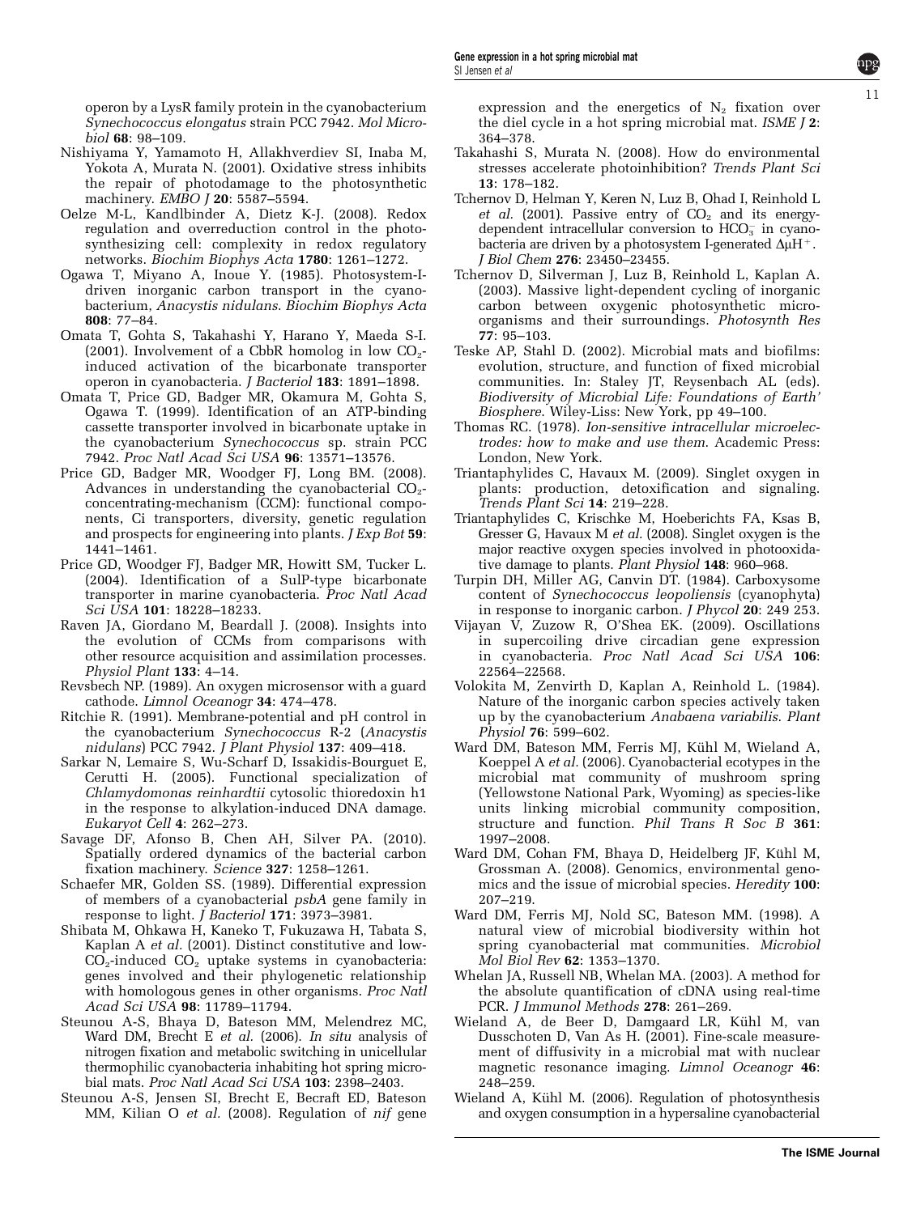operon by a LysR family protein in the cyanobacterium *Synechococcus elongatus* strain PCC 7942. *Mol Microbiol* **68**: 98–109.

Nishiyama Y, Yamamoto H, Allakhverdiev SI, Inaba M, Yokota A, Murata N. (2001). Oxidative stress inhibits the repair of photodamage to the photosynthetic machinery. *EMBO J* **20**: 5587–5594.

Oelze M-L, Kandlbinder A, Dietz K-J. (2008). Redox regulation and overreduction control in the photosynthesizing cell: complexity in redox regulatory networks. *Biochim Biophys Acta* **1780**: 1261–1272.

Ogawa T, Miyano A, Inoue Y. (1985). Photosystem-I-driven inorganic carbon transport in the cyanobacterium, *Anacystis nidulans*. *Biochim Biophys Acta* **808**: 77–84.

Omata T, Gohta S, Takahashi Y, Harano Y, Maeda S-I. (2001). Involvement of a CbbR homolog in low $CO_2$-induced activation of the bicarbonate transporter operon in cyanobacteria. *J Bacteriol* **183**: 1891–1898.

Omata T, Price GD, Badger MR, Okamura M, Gohta S, Ogawa T. (1999). Identification of an ATP-binding cassette transporter involved in bicarbonate uptake in the cyanobacterium *Synechococcus* sp. strain PCC 7942. *Proc Natl Acad Sci USA* **96**: 13571–13576.

Price GD, Badger MR, Woodger FJ, Long BM. (2008). Advances in understanding the cyanobacterial $CO_2$-concentrating-mechanism (CCM): functional components, Ci transporters, diversity, genetic regulation and prospects for engineering into plants. *J Exp Bot* **59**: 1441–1461.

Price GD, Woodger FJ, Badger MR, Howitt SM, Tucker L. (2004). Identification of a SulP-type bicarbonate transporter in marine cyanobacteria. *Proc Natl Acad Sci USA* **101**: 18228–18233.

Raven JA, Giordano M, Beardall J. (2008). Insights into the evolution of CCMs from comparisons with other resource acquisition and assimilation processes. *Physiol Plant* **133**: 4–14.

Revsbech NP. (1989). An oxygen microsensor with a guard cathode. *Limnol Oceanogr* **34**: 474–478.

Ritchie R. (1991). Membrane-potential and pH control in the cyanobacterium *Synechococcus* R-2 (*Anacystis nidulans*) PCC 7942. *J Plant Physiol* **137**: 409–418.

Sarkar N, Lemaire S, Wu-Scharf D, Issakidis-Bourguet E, Cerutti H. (2005). Functional specialization of *Chlamydomonas reinhardtii* cytosolic thioredoxin h1 in the response to alkylation-induced DNA damage. *Eukaryot Cell* **4**: 262–273.

Savage DF, Afonso B, Chen AH, Silver PA. (2010). Spatially ordered dynamics of the bacterial carbon fixation machinery. *Science* **327**: 1258–1261.

Schaefer MR, Golden SS. (1989). Differential expression of members of a cyanobacterial *psbA* gene family in response to light. *J Bacteriol* **171**: 3973–3981.

Shibata M, Ohkawa H, Kaneko T, Fukuzawa H, Tabata S, Kaplan A *et al.* (2001). Distinct constitutive and low-$CO_2$-induced $CO_2$ uptake systems in cyanobacteria: genes involved and their phylogenetic relationship with homologous genes in other organisms. *Proc Natl Acad Sci USA* **98**: 11789–11794.

Steunou A-S, Bhaya D, Bateson MM, Melendrez MC, Ward DM, Brecht E *et al.* (2006). *In situ* analysis of nitrogen fixation and metabolic switching in unicellular thermophilic cyanobacteria inhabiting hot spring microbial mats. *Proc Natl Acad Sci USA* **103**: 2398–2403.

Steunou A-S, Jensen SI, Brecht E, Becraft ED, Bateson MM, Kilian O *et al.* (2008). Regulation of *nif* gene expression and the energetics of $N_2$ fixation over the diel cycle in a hot spring microbial mat. *ISME J* **2**: 364–378.

Takahashi S, Murata N. (2008). How do environmental stresses accelerate photoinhibition? *Trends Plant Sci* **13**: 178–182.

Tchernov D, Helman Y, Keren N, Luz B, Ohad I, Reinhold L *et al.* (2001). Passive entry of $CO_2$ and its energy-dependent intracellular conversion to $HCO_3^-$ in cyanobacteria are driven by a photosystem I-generated $\Delta\mu H^+$. *J Biol Chem* **276**: 23450–23455.

Tchernov D, Silverman J, Luz B, Reinhold L, Kaplan A. (2003). Massive light-dependent cycling of inorganic carbon between oxygenic photosynthetic microorganisms and their surroundings. *Photosynth Res* **77**: 95–103.

Teske AP, Stahl D. (2002). Microbial mats and biofilms: evolution, structure, and function of fixed microbial communities. In: Staley JT, Reysenbach AL (eds). *Biodiversity of Microbial Life: Foundations of Earth' Biosphere*. Wiley-Liss: New York, pp 49–100.

Thomas RC. (1978). *Ion-sensitive intracellular microelectrodes: how to make and use them*. Academic Press: London, New York.

Triantaphylides C, Havaux M. (2009). Singlet oxygen in plants: production, detoxification and signaling. *Trends Plant Sci* **14**: 219–228.

Triantaphylides C, Krischke M, Hoeberichts FA, Ksas B, Gresser G, Havaux M *et al.* (2008). Singlet oxygen is the major reactive oxygen species involved in photooxidative damage to plants. *Plant Physiol* **148**: 960–968.

Turpin DH, Miller AG, Canvin DT. (1984). Carboxysome content of *Synechococcus leopoliensis* (cyanophyta) in response to inorganic carbon. *J Phycol* **20**: 249 253.

Vijayan V, Zuzow R, O'Shea EK. (2009). Oscillations in supercoiling drive circadian gene expression in cyanobacteria. *Proc Natl Acad Sci USA* **106**: 22564–22568.

Volokita M, Zenvirth D, Kaplan A, Reinhold L. (1984). Nature of the inorganic carbon species actively taken up by the cyanobacterium *Anabaena variabilis*. *Plant Physiol* **76**: 599–602.

Ward DM, Bateson MM, Ferris MJ, Kühl M, Wieland A, Koeppel A *et al.* (2006). Cyanobacterial ecotypes in the microbial mat community of mushroom spring (Yellowstone National Park, Wyoming) as species-like units linking microbial community composition, structure and function. *Phil Trans R Soc B* **361**: 1997–2008.

Ward DM, Cohan FM, Bhaya D, Heidelberg JF, Kühl M, Grossman A. (2008). Genomics, environmental genomics and the issue of microbial species. *Heredity* **100**: 207–219.

Ward DM, Ferris MJ, Nold SC, Bateson MM. (1998). A natural view of microbial biodiversity within hot spring cyanobacterial mat communities. *Microbiol Mol Biol Rev* **62**: 1353–1370.

Whelan JA, Russell NB, Whelan MA. (2003). A method for the absolute quantification of cDNA using real-time PCR. *J Immunol Methods* **278**: 261–269.

Wieland A, de Beer D, Damgaard LR, Kühl M, van Dusschoten D, Van As H. (2001). Fine-scale measurement of diffusivity in a microbial mat with nuclear magnetic resonance imaging. *Limnol Oceanogr* **46**: 248–259.

Wieland A, Kühl M. (2006). Regulation of photosynthesis and oxygen consumption in a hypersaline cyanobacterial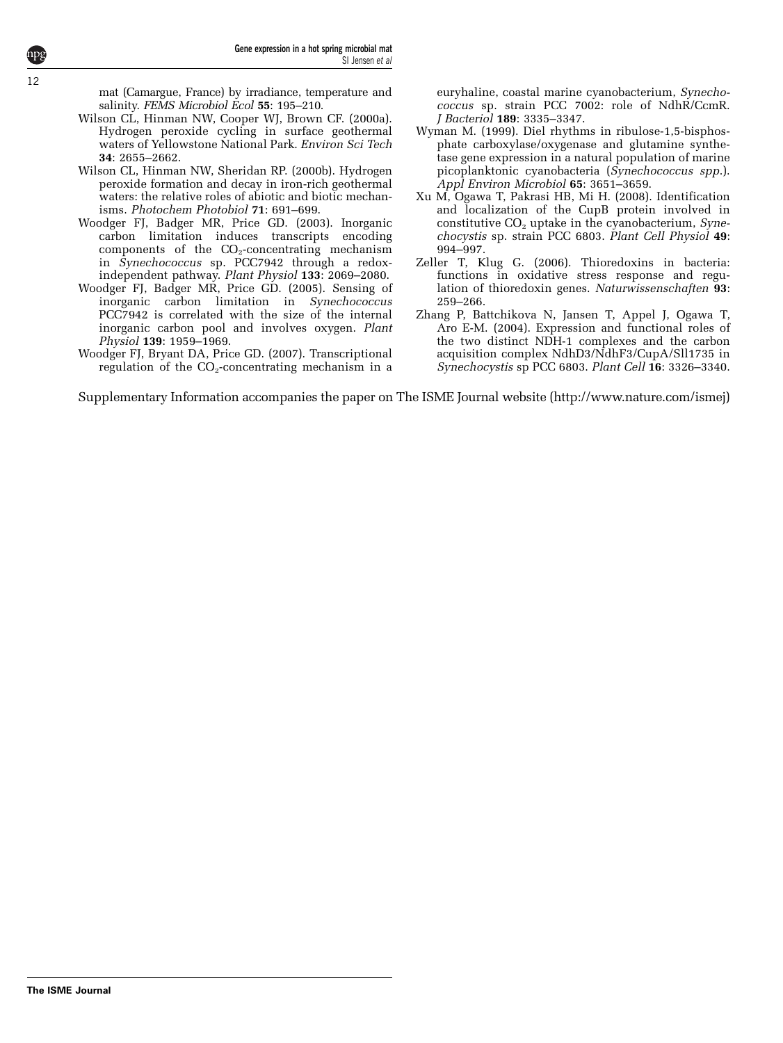mat (Camargue, France) by irradiance, temperature and salinity. *FEMS Microbiol Ecol* **55**: 195–210.

Wilson CL, Hinman NW, Cooper WJ, Brown CF. (2000a). Hydrogen peroxide cycling in surface geothermal waters of Yellowstone National Park. *Environ Sci Tech* **34**: 2655–2662.

Wilson CL, Hinman NW, Sheridan RP. (2000b). Hydrogen peroxide formation and decay in iron-rich geothermal waters: the relative roles of abiotic and biotic mechanisms. *Photochem Photobiol* **71**: 691–699.

Woodger FJ, Badger MR, Price GD. (2003). Inorganic carbon limitation induces transcripts encoding components of the $CO_2$-concentrating mechanism in *Synechococcus* sp. PCC7942 through a redox-independent pathway. *Plant Physiol* **133**: 2069–2080.

Woodger FJ, Badger MR, Price GD. (2005). Sensing of inorganic carbon limitation in *Synechococcus* PCC7942 is correlated with the size of the internal inorganic carbon pool and involves oxygen. *Plant Physiol* **139**: 1959–1969.

Woodger FJ, Bryant DA, Price GD. (2007). Transcriptional regulation of the $CO_2$-concentrating mechanism in a euryhaline, coastal marine cyanobacterium, *Synechococcus* sp. strain PCC 7002: role of NdhR/CcmR. *J Bacteriol* **189**: 3335–3347.

Wyman M. (1999). Diel rhythms in ribulose-1,5-bisphosphate carboxylase/oxygenase and glutamine synthetase gene expression in a natural population of marine picoplanktonic cyanobacteria (*Synechococcus spp.*). *Appl Environ Microbiol* **65**: 3651–3659.

Xu M, Ogawa T, Pakrasi HB, Mi H. (2008). Identification and localization of the CupB protein involved in constitutive $CO_2$ uptake in the cyanobacterium, *Synechocystis* sp. strain PCC 6803. *Plant Cell Physiol* **49**: 994–997.

Zeller T, Klug G. (2006). Thioredoxins in bacteria: functions in oxidative stress response and regulation of thioredoxin genes. *Naturwissenschaften* **93**: 259–266.

Zhang P, Battchikova N, Jansen T, Appel J, Ogawa T, Aro E-M. (2004). Expression and functional roles of the two distinct NDH-1 complexes and the carbon acquisition complex NdhD3/NdhF3/CupA/Sll1735 in *Synechocystis* sp PCC 6803. *Plant Cell* **16**: 3326–3340.

Supplementary Information accompanies the paper on The ISME Journal website (http://www.nature.com/ismej)